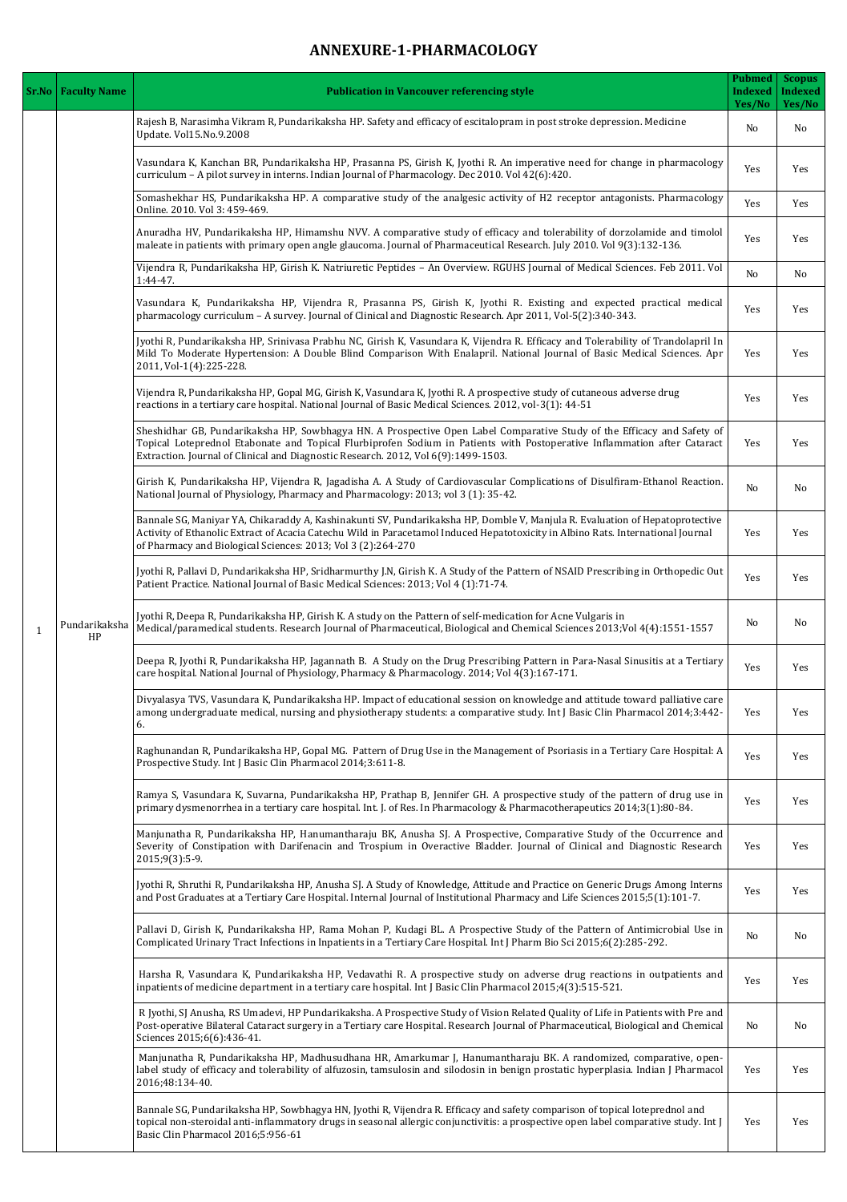# ANNEXURE-1-PHARMACOLOGY

| Sr.No | Faculty Name | Publication in Vancouver referencing style | Pubmed Indexed Yes/No | Scopus Indexed Yes/No |
|---|---|---|---|---|
| 1 | Pundarikaksha HP | Rajesh B, Narasimha Vikram R, Pundarikaksha HP. Safety and efficacy of escitalopram in post stroke depression. Medicine Update. Vol15.No.9.2008 | No | No |
| | | Vasundara K, Kanchan BR, Pundarikaksha HP, Prasanna PS, Girish K, Jyothi R. An imperative need for change in pharmacology curriculum – A pilot survey in interns. Indian Journal of Pharmacology. Dec 2010. Vol 42(6):420. | Yes | Yes |
| | | Somashekhar HS, Pundarikaksha HP. A comparative study of the analgesic activity of H2 receptor antagonists. Pharmacology Online. 2010. Vol 3: 459-469. | Yes | Yes |
| | | Anuradha HV, Pundarikaksha HP, Himamshu NVV. A comparative study of efficacy and tolerability of dorzolamide and timolol maleate in patients with primary open angle glaucoma. Journal of Pharmaceutical Research. July 2010. Vol 9(3):132-136. | Yes | Yes |
| | | Vijendra R, Pundarikaksha HP, Girish K. Natriuretic Peptides – An Overview. RGUHS Journal of Medical Sciences. Feb 2011. Vol 1:44-47. | No | No |
| | | Vasundara K, Pundarikaksha HP, Vijendra R, Prasanna PS, Girish K, Jyothi R. Existing and expected practical medical pharmacology curriculum – A survey. Journal of Clinical and Diagnostic Research. Apr 2011, Vol-5(2):340-343. | Yes | Yes |
| | | Jyothi R, Pundarikaksha HP, Srinivasa Prabhu NC, Girish K, Vasundara K, Vijendra R. Efficacy and Tolerability of Trandolapril In Mild To Moderate Hypertension: A Double Blind Comparison With Enalapril. National Journal of Basic Medical Sciences. Apr 2011, Vol-1(4):225-228. | Yes | Yes |
| | | Vijendra R, Pundarikaksha HP, Gopal MG, Girish K, Vasundara K, Jyothi R. A prospective study of cutaneous adverse drug reactions in a tertiary care hospital. National Journal of Basic Medical Sciences. 2012, vol-3(1): 44-51 | Yes | Yes |
| | | Sheshidhar GB, Pundarikaksha HP, Sowbhagya HN. A Prospective Open Label Comparative Study of the Efficacy and Safety of Topical Loteprednol Etabonate and Topical Flurbiprofen Sodium in Patients with Postoperative Inflammation after Cataract Extraction. Journal of Clinical and Diagnostic Research. 2012, Vol 6(9):1499-1503. | Yes | Yes |
| | | Girish K, Pundarikaksha HP, Vijendra R, Jagadisha A. A Study of Cardiovascular Complications of Disulfiram-Ethanol Reaction. National Journal of Physiology, Pharmacy and Pharmacology: 2013; vol 3 (1): 35-42. | No | No |
| | | Bannale SG, Maniyar YA, Chikaraddy A, Kashinakunti SV, Pundarikaksha HP, Domble V, Manjula R. Evaluation of Hepatoprotective Activity of Ethanolic Extract of Acacia Catechu Wild in Paracetamol Induced Hepatotoxicity in Albino Rats. International Journal of Pharmacy and Biological Sciences: 2013; Vol 3 (2):264-270 | Yes | Yes |
| | | Jyothi R, Pallavi D, Pundarikaksha HP, Sridharmurthy JN, Girish K. A Study of the Pattern of NSAID Prescribing in Orthopedic Out Patient Practice. National Journal of Basic Medical Sciences: 2013; Vol 4 (1):71-74. | Yes | Yes |
| | | Jyothi R, Deepa R, Pundarikaksha HP, Girish K. A study on the Pattern of self-medication for Acne Vulgaris in Medical/paramedical students. Research Journal of Pharmaceutical, Biological and Chemical Sciences 2013;Vol 4(4):1551-1557 | No | No |
| | | Deepa R, Jyothi R, Pundarikaksha HP, Jagannath B. A Study on the Drug Prescribing Pattern in Para-Nasal Sinusitis at a Tertiary care hospital. National Journal of Physiology, Pharmacy & Pharmacology. 2014; Vol 4(3):167-171. | Yes | Yes |
| | | Divyalasya TVS, Vasundara K, Pundarikaksha HP. Impact of educational session on knowledge and attitude toward palliative care among undergraduate medical, nursing and physiotherapy students: a comparative study. Int J Basic Clin Pharmacol 2014;3:442-6. | Yes | Yes |
| | | Raghunandan R, Pundarikaksha HP, Gopal MG. Pattern of Drug Use in the Management of Psoriasis in a Tertiary Care Hospital: A Prospective Study. Int J Basic Clin Pharmacol 2014;3:611-8. | Yes | Yes |
| | | Ramya S, Vasundara K, Suvarna, Pundarikaksha HP, Prathap B, Jennifer GH. A prospective study of the pattern of drug use in primary dysmenorrhea in a tertiary care hospital. Int. J. of Res. In Pharmacology & Pharmacotherapeutics 2014;3(1):80-84. | Yes | Yes |
| | | Manjunatha R, Pundarikaksha HP, Hanumantharaju BK, Anusha SJ. A Prospective, Comparative Study of the Occurrence and Severity of Constipation with Darifenacin and Trospium in Overactive Bladder. Journal of Clinical and Diagnostic Research 2015;9(3):5-9. | Yes | Yes |
| | | Jyothi R, Shruthi R, Pundarikaksha HP, Anusha SJ. A Study of Knowledge, Attitude and Practice on Generic Drugs Among Interns and Post Graduates at a Tertiary Care Hospital. Internal Journal of Institutional Pharmacy and Life Sciences 2015;5(1):101-7. | Yes | Yes |
| | | Pallavi D, Girish K, Pundarikaksha HP, Rama Mohan P, Kudagi BL. A Prospective Study of the Pattern of Antimicrobial Use in Complicated Urinary Tract Infections in Inpatients in a Tertiary Care Hospital. Int J Pharm Bio Sci 2015;6(2):285-292. | No | No |
| | | Harsha R, Vasundara K, Pundarikaksha HP, Vedavathi R. A prospective study on adverse drug reactions in outpatients and inpatients of medicine department in a tertiary care hospital. Int J Basic Clin Pharmacol 2015;4(3):515-521. | Yes | Yes |
| | | R Jyothi, SJ Anusha, RS Umadevi, HP Pundarikaksha. A Prospective Study of Vision Related Quality of Life in Patients with Pre and Post-operative Bilateral Cataract surgery in a Tertiary Care hospital. Research Journal of Pharmaceutical, Biological and Chemical Sciences 2015;6(6):436-41. | No | No |
| | | Manjunatha R, Pundarikaksha HP, Madhusudhana HR, Amarkumar J, Hanumantharaju BK. A randomized, comparative, open-label study of efficacy and tolerability of alfuzosin, tamsulosin and silodosin in benign prostatic hyperplasia. Indian J Pharmacol 2016;48:134-40. | Yes | Yes |
| | | Bannale SG, Pundarikaksha HP, Sowbhagya HN, Jyothi R, Vijendra R. Efficacy and safety comparison of topical loteprednol and topical non-steroidal anti-inflammatory drugs in seasonal allergic conjunctivitis: a prospective open label comparative study. Int J Basic Clin Pharmacol 2016;5:956-61 | Yes | Yes |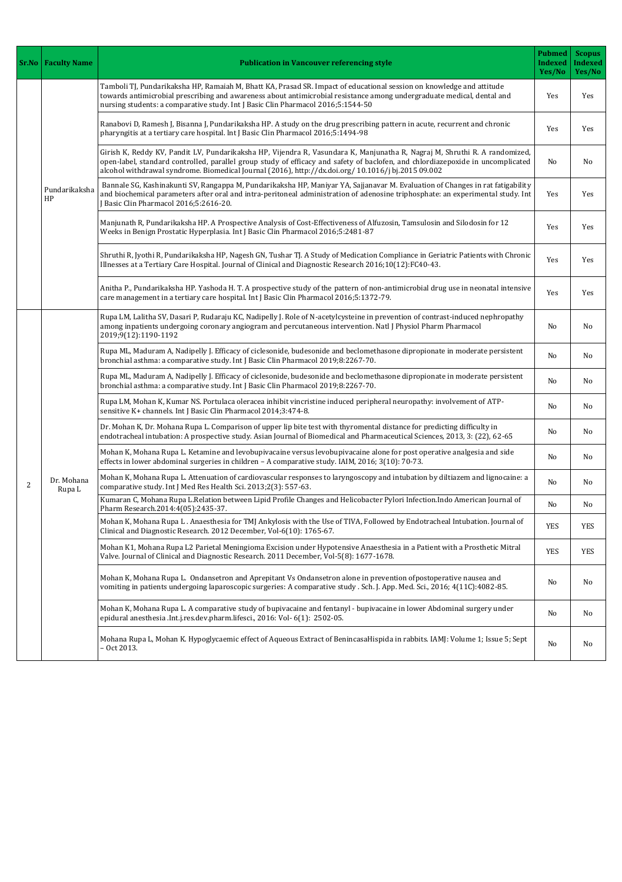| Sr.No | Faculty Name | Publication in Vancouver referencing style | Pubmed Indexed Yes/No | Scopus Indexed Yes/No |
|---|---|---|---|---|
| | Pundarikaksha HP | Tamboli TJ, Pundarikaksha HP, Ramaiah M, Bhatt KA, Prasad SR. Impact of educational session on knowledge and attitude towards antimicrobial prescribing and awareness about antimicrobial resistance among undergraduate medical, dental and nursing students: a comparative study. Int J Basic Clin Pharmacol 2016;5:1544-50 | Yes | Yes |
| | | Ranabovi D, Ramesh J, Bisanna J, Pundarikaksha HP. A study on the drug prescribing pattern in acute, recurrent and chronic pharyngitis at a tertiary care hospital. Int J Basic Clin Pharmacol 2016;5:1494-98 | Yes | Yes |
| | | Girish K, Reddy KV, Pandit LV, Pundarikaksha HP, Vijendra R, Vasundara K, Manjunatha R, Nagraj M, Shruthi R. A randomized, open-label, standard controlled, parallel group study of efficacy and safety of baclofen, and chlordiazepoxide in uncomplicated alcohol withdrawal syndrome. Biomedical Journal (2016), http://dx.doi.org/ 10.1016/j bj.2015 09.002 | No | No |
| | | Bannale SG, Kashinakunti SV, Rangappa M, Pundarikaksha HP, Maniyar YA, Sajjanavar M. Evaluation of Changes in rat fatigability and biochemical parameters after oral and intra-peritoneal administration of adenosine triphosphate: an experimental study. Int J Basic Clin Pharmacol 2016;5:2616-20. | Yes | Yes |
| | | Manjunath R, Pundarikaksha HP. A Prospective Analysis of Cost-Effectiveness of Alfuzosin, Tamsulosin and Silodosin for 12 Weeks in Benign Prostatic Hyperplasia. Int J Basic Clin Pharmacol 2016;5:2481-87 | Yes | Yes |
| | | Shruthi R, Jyothi R, Pundarikaksha HP, Nagesh GN, Tushar TJ. A Study of Medication Compliance in Geriatric Patients with Chronic Illnesses at a Tertiary Care Hospital. Journal of Clinical and Diagnostic Research 2016;10(12):FC40-43. | Yes | Yes |
| | | Anitha P., Pundarikaksha HP. Yashoda H. T. A prospective study of the pattern of non-antimicrobial drug use in neonatal intensive care management in a tertiary care hospital. Int J Basic Clin Pharmacol 2016;5:1372-79. | Yes | Yes |
| 2 | Dr. Mohana Rupa L | Rupa LM, Lalitha SV, Dasari P, Rudaraju KC, Nadipelly J. Role of N-acetylcysteine in prevention of contrast-induced nephropathy among inpatients undergoing coronary angiogram and percutaneous intervention. Natl J Physiol Pharm Pharmacol 2019;9(12):1190-1192 | No | No |
| | | Rupa ML, Maduram A, Nadipelly J. Efficacy of ciclesonide, budesonide and beclomethasone dipropionate in moderate persistent bronchial asthma: a comparative study. Int J Basic Clin Pharmacol 2019;8:2267-70. | No | No |
| | | Rupa ML, Maduram A, Nadipelly J. Efficacy of ciclesonide, budesonide and beclomethasone dipropionate in moderate persistent bronchial asthma: a comparative study. Int J Basic Clin Pharmacol 2019;8:2267-70. | No | No |
| | | Rupa LM, Mohan K, Kumar NS. Portulaca oleracea inhibit vincristine induced peripheral neuropathy: involvement of ATP-sensitive K+ channels. Int J Basic Clin Pharmacol 2014;3:474-8. | No | No |
| | | Dr. Mohan K, Dr. Mohana Rupa L. Comparison of upper lip bite test with thyromental distance for predicting difficulty in endotracheal intubation: A prospective study. Asian Journal of Biomedical and Pharmaceutical Sciences, 2013, 3: (22), 62-65 | No | No |
| | | Mohan K, Mohana Rupa L. Ketamine and levobupivacaine versus levobupivacaine alone for post operative analgesia and side effects in lower abdominal surgeries in children – A comparative study. IAIM, 2016; 3(10): 70-73. | No | No |
| | | Mohan K, Mohana Rupa L. Attenuation of cardiovascular responses to laryngoscopy and intubation by diltiazem and lignocaine: a comparative study. Int J Med Res Health Sci. 2013;2(3): 557-63. | No | No |
| | | Kumaran C, Mohana Rupa L.Relation between Lipid Profile Changes and Helicobacter Pylori Infection.Indo American Journal of Pharm Research.2014:4(05):2435-37. | No | No |
| | | Mohan K, Mohana Rupa L . Anaesthesia for TMJ Ankylosis with the Use of TIVA, Followed by Endotracheal Intubation. Journal of Clinical and Diagnostic Research. 2012 December, Vol-6(10): 1765-67. | YES | YES |
| | | Mohan K1, Mohana Rupa L2 Parietal Meningioma Excision under Hypotensive Anaesthesia in a Patient with a Prosthetic Mitral Valve. Journal of Clinical and Diagnostic Research. 2011 December, Vol-5(8): 1677-1678. | YES | YES |
| | | Mohan K, Mohana Rupa L. Ondansetron and Aprepitant Vs Ondansetron alone in prevention ofpostoperative nausea and vomiting in patients undergoing laparoscopic surgeries: A comparative study . Sch. J. App. Med. Sci., 2016; 4(11C):4082-85. | No | No |
| | | Mohan K, Mohana Rupa L. A comparative study of bupivacaine and fentanyl - bupivacaine in lower Abdominal surgery under epidural anesthesia .Int.j.res.dev.pharm.lifesci., 2016: Vol- 6(1): 2502-05. | No | No |
| | | Mohana Rupa L, Mohan K. Hypoglycaemic effect of Aqueous Extract of BenincasaHispida in rabbits. IAMJ: Volume 1; Issue 5; Sept – Oct 2013. | No | No |